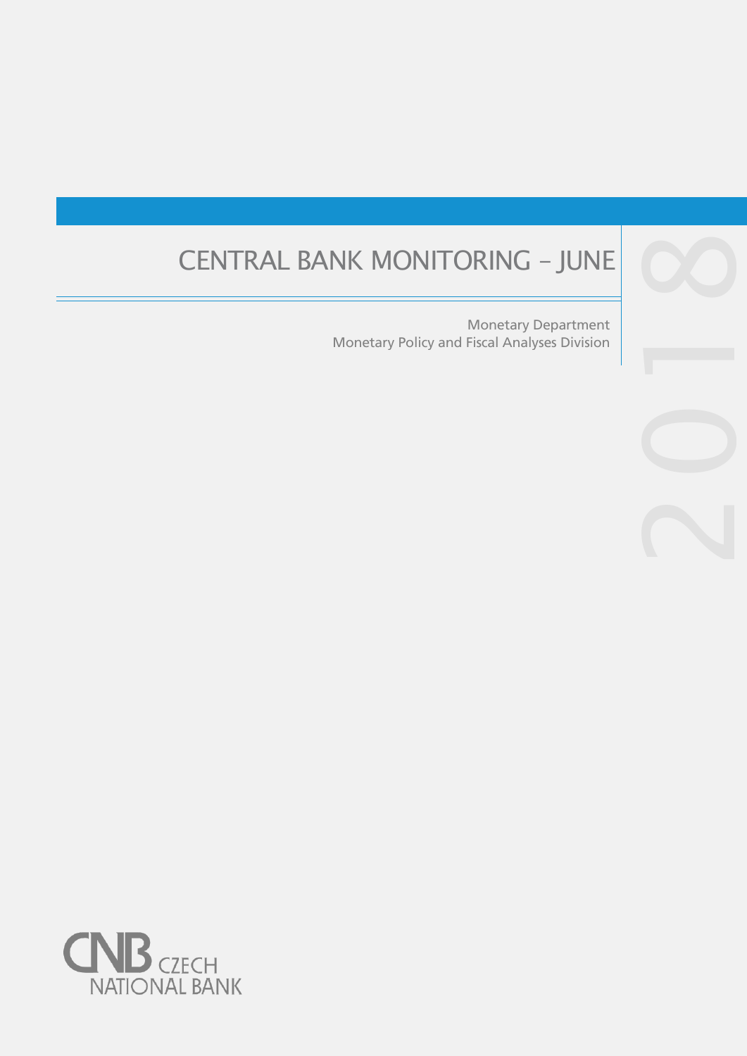# CENTRAL BANK MONITORING – JUNE 2018

Monetary Department
Monetary Policy and Fiscal Analyses Division

CNB CZECH NATIONAL BANK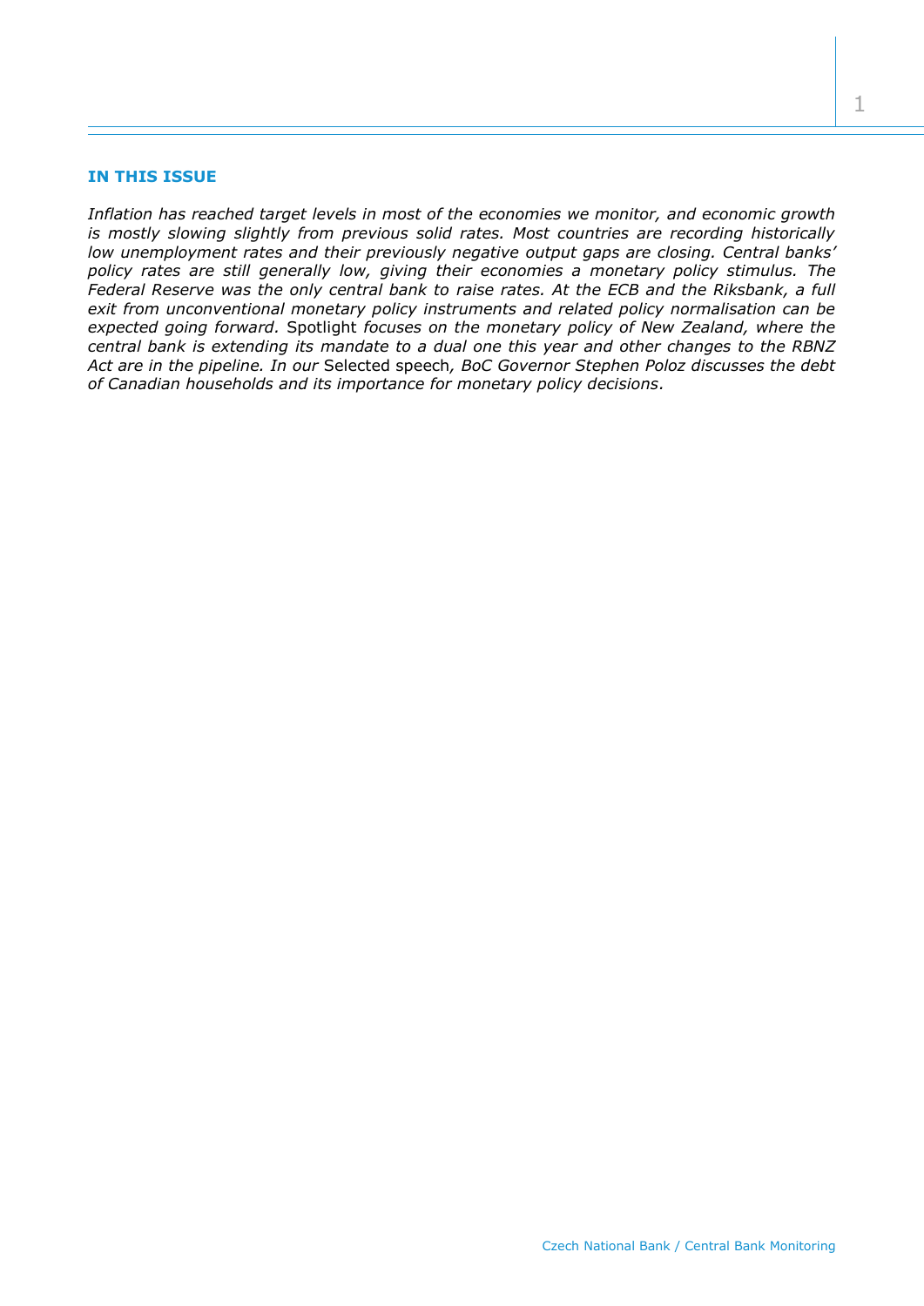## IN THIS ISSUE

*Inflation has reached target levels in most of the economies we monitor, and economic growth is mostly slowing slightly from previous solid rates. Most countries are recording historically low unemployment rates and their previously negative output gaps are closing. Central banks' policy rates are still generally low, giving their economies a monetary policy stimulus. The Federal Reserve was the only central bank to raise rates. At the ECB and the Riksbank, a full exit from unconventional monetary policy instruments and related policy normalisation can be expected going forward.* Spotlight *focuses on the monetary policy of New Zealand, where the central bank is extending its mandate to a dual one this year and other changes to the RBNZ Act are in the pipeline. In our* Selected speech*, BoC Governor Stephen Poloz discusses the debt of Canadian households and its importance for monetary policy decisions.*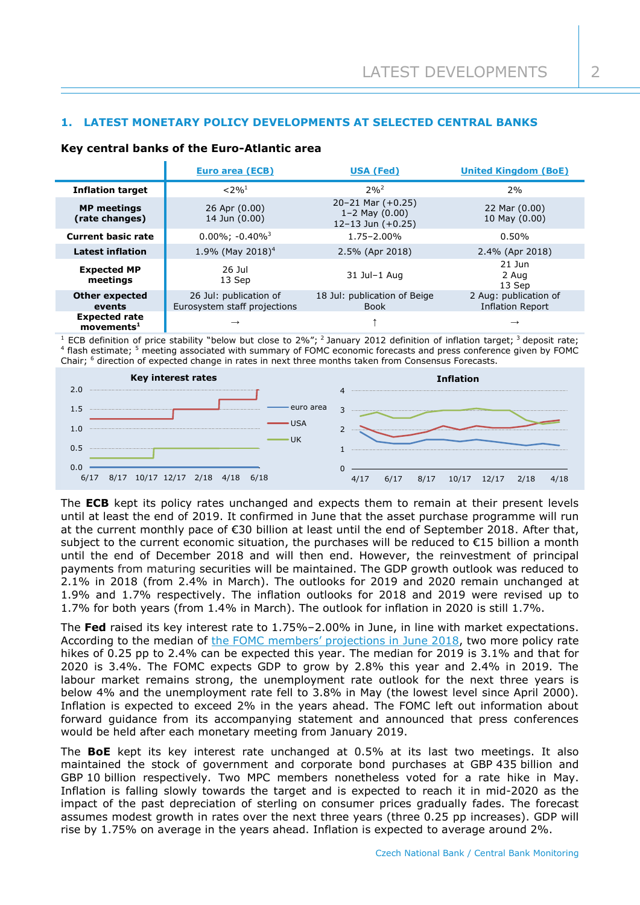## 1. LATEST MONETARY POLICY DEVELOPMENTS AT SELECTED CENTRAL BANKS

**Key central banks of the Euro-Atlantic area**

| | Euro area (ECB) | USA (Fed) | United Kingdom (BoE) |
|---|---|---|---|
| **Inflation target** | <2%[1] | 2%[2] | 2% |
| **MP meetings (rate changes)** | 26 Apr (0.00)<br>14 Jun (0.00) | 20–21 Mar (+0.25)<br>1–2 May (0.00)<br>12–13 Jun (+0.25) | 22 Mar (0.00)<br>10 May (0.00) |
| **Current basic rate** | 0.00%; -0.40%[3] | 1.75–2.00% | 0.50% |
| **Latest inflation** | 1.9% (May 2018)[4] | 2.5% (Apr 2018) | 2.4% (Apr 2018) |
| **Expected MP meetings** | 26 Jul<br>13 Sep | 31 Jul–1 Aug | 21 Jun<br>2 Aug<br>13 Sep |
| **Other expected events** | 26 Jul: publication of Eurosystem staff projections | 18 Jul: publication of Beige Book | 2 Aug: publication of Inflation Report |
| **Expected rate movements**[1] | → | ↑ | → |

[1] ECB definition of price stability "below but close to 2%"; [2] January 2012 definition of inflation target; [3] deposit rate; [4] flash estimate; [5] meeting associated with summary of FOMC economic forecasts and press conference given by FOMC Chair; [6] direction of expected change in rates in next three months taken from Consensus Forecasts.

The **ECB** kept its policy rates unchanged and expects them to remain at their present levels until at least the end of 2019. It confirmed in June that the asset purchase programme will run at the current monthly pace of €30 billion at least until the end of September 2018. After that, subject to the current economic situation, the purchases will be reduced to €15 billion a month until the end of December 2018 and will then end. However, the reinvestment of principal payments from maturing securities will be maintained. The GDP growth outlook was reduced to 2.1% in 2018 (from 2.4% in March). The outlooks for 2019 and 2020 remain unchanged at 1.9% and 1.7% respectively. The inflation outlooks for 2018 and 2019 were revised up to 1.7% for both years (from 1.4% in March). The outlook for inflation in 2020 is still 1.7%.

The **Fed** raised its key interest rate to 1.75%–2.00% in June, in line with market expectations. According to the median of the FOMC members' projections in June 2018, two more policy rate hikes of 0.25 pp to 2.4% can be expected this year. The median for 2019 is 3.1% and that for 2020 is 3.4%. The FOMC expects GDP to grow by 2.8% this year and 2.4% in 2019. The labour market remains strong, the unemployment rate outlook for the next three years is below 4% and the unemployment rate fell to 3.8% in May (the lowest level since April 2000). Inflation is expected to exceed 2% in the years ahead. The FOMC left out information about forward guidance from its accompanying statement and announced that press conferences would be held after each monetary meeting from January 2019.

The **BoE** kept its key interest rate unchanged at 0.5% at its last two meetings. It also maintained the stock of government and corporate bond purchases at GBP 435 billion and GBP 10 billion respectively. Two MPC members nonetheless voted for a rate hike in May. Inflation is falling slowly towards the target and is expected to reach it in mid-2020 as the impact of the past depreciation of sterling on consumer prices gradually fades. The forecast assumes modest growth in rates over the next three years (three 0.25 pp increases). GDP will rise by 1.75% on average in the years ahead. Inflation is expected to average around 2%.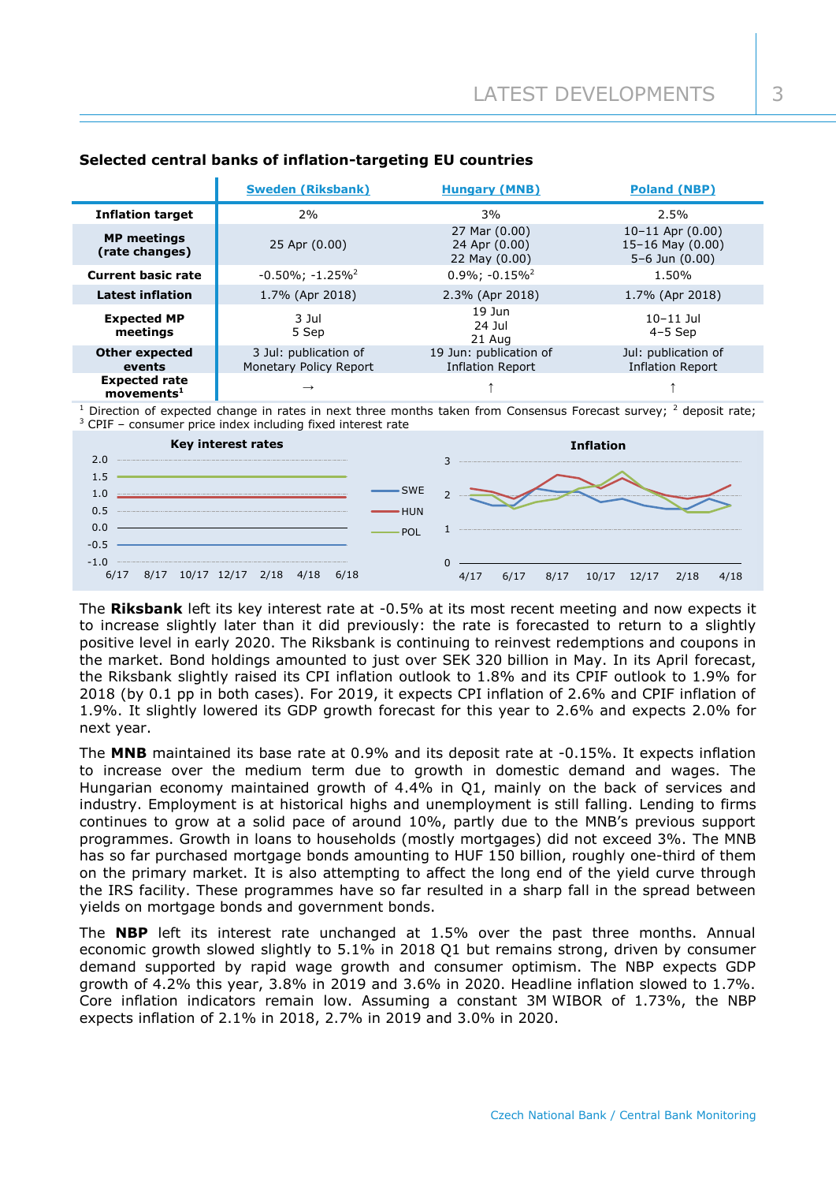**Selected central banks of inflation-targeting EU countries**

| | Sweden (Riksbank) | Hungary (MNB) | Poland (NBP) |
|---|---|---|---|
| **Inflation target** | 2% | 3% | 2.5% |
| **MP meetings (rate changes)** | 25 Apr (0.00) | 27 Mar (0.00)<br>24 Apr (0.00)<br>22 May (0.00) | 10–11 Apr (0.00)<br>15–16 May (0.00)<br>5–6 Jun (0.00) |
| **Current basic rate** | -0.50%; -1.25%[2] | 0.9%; -0.15%[2] | 1.50% |
| **Latest inflation** | 1.7% (Apr 2018) | 2.3% (Apr 2018) | 1.7% (Apr 2018) |
| **Expected MP meetings** | 3 Jul<br>5 Sep | 19 Jun<br>24 Jul<br>21 Aug | 10–11 Jul<br>4–5 Sep |
| **Other expected events** | 3 Jul: publication of Monetary Policy Report | 19 Jun: publication of Inflation Report | Jul: publication of Inflation Report |
| **Expected rate movements[1]** | → | ↑ | ↑ |

[1] Direction of expected change in rates in next three months taken from Consensus Forecast survey; [2] deposit rate; [3] CPIF – consumer price index including fixed interest rate

**Key interest rates**

**Inflation**

The **Riksbank** left its key interest rate at -0.5% at its most recent meeting and now expects it to increase slightly later than it did previously: the rate is forecasted to return to a slightly positive level in early 2020. The Riksbank is continuing to reinvest redemptions and coupons in the market. Bond holdings amounted to just over SEK 320 billion in May. In its April forecast, the Riksbank slightly raised its CPI inflation outlook to 1.8% and its CPIF outlook to 1.9% for 2018 (by 0.1 pp in both cases). For 2019, it expects CPI inflation of 2.6% and CPIF inflation of 1.9%. It slightly lowered its GDP growth forecast for this year to 2.6% and expects 2.0% for next year.

The **MNB** maintained its base rate at 0.9% and its deposit rate at -0.15%. It expects inflation to increase over the medium term due to growth in domestic demand and wages. The Hungarian economy maintained growth of 4.4% in Q1, mainly on the back of services and industry. Employment is at historical highs and unemployment is still falling. Lending to firms continues to grow at a solid pace of around 10%, partly due to the MNB's previous support programmes. Growth in loans to households (mostly mortgages) did not exceed 3%. The MNB has so far purchased mortgage bonds amounting to HUF 150 billion, roughly one-third of them on the primary market. It is also attempting to affect the long end of the yield curve through the IRS facility. These programmes have so far resulted in a sharp fall in the spread between yields on mortgage bonds and government bonds.

The **NBP** left its interest rate unchanged at 1.5% over the past three months. Annual economic growth slowed slightly to 5.1% in 2018 Q1 but remains strong, driven by consumer demand supported by rapid wage growth and consumer optimism. The NBP expects GDP growth of 4.2% this year, 3.8% in 2019 and 3.6% in 2020. Headline inflation slowed to 1.7%. Core inflation indicators remain low. Assuming a constant 3M WIBOR of 1.73%, the NBP expects inflation of 2.1% in 2018, 2.7% in 2019 and 3.0% in 2020.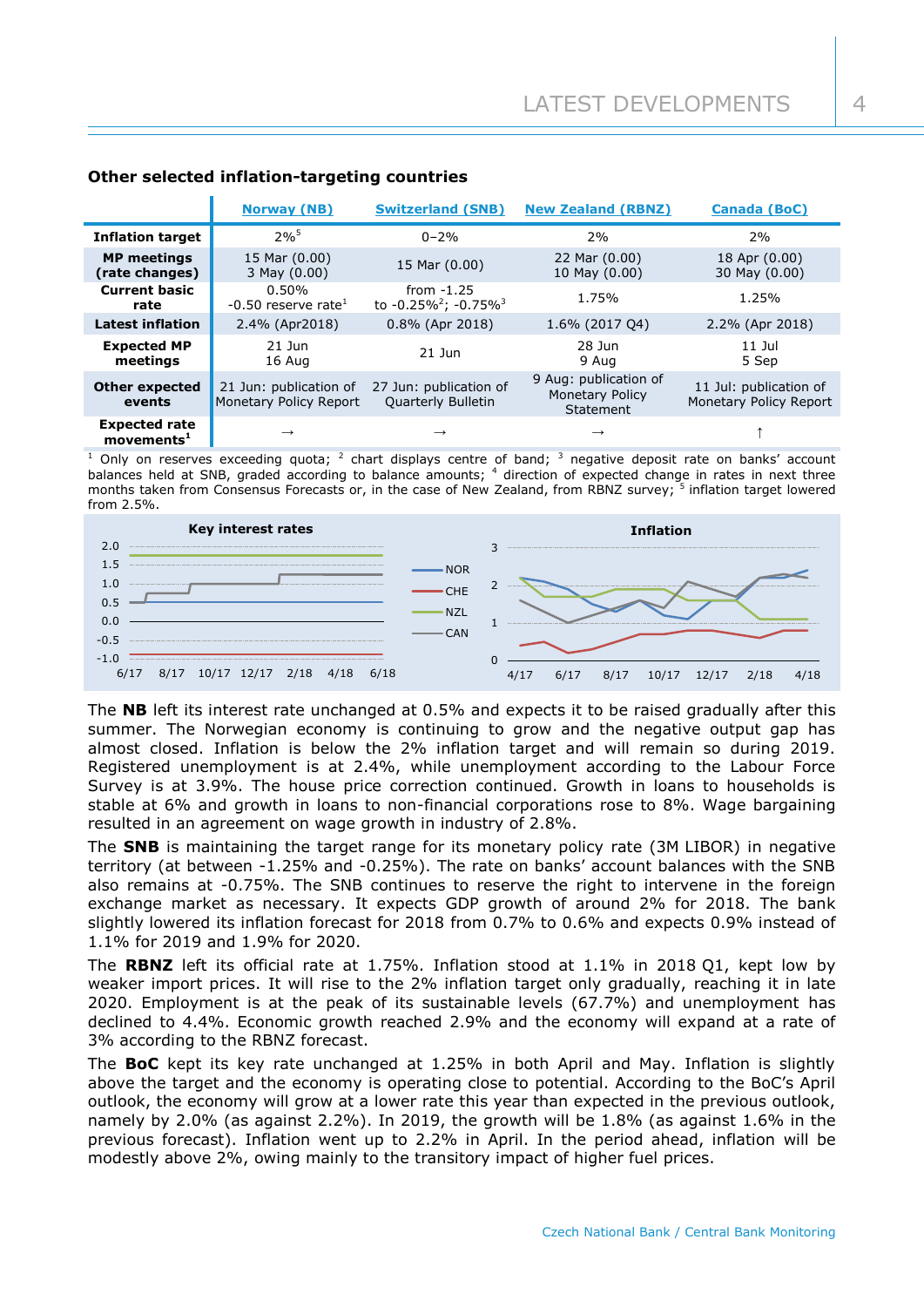### Other selected inflation-targeting countries

| | Norway (NB) | Switzerland (SNB) | New Zealand (RBNZ) | Canada (BoC) |
|---|---|---|---|---|
| **Inflation target** | 2%[5] | 0–2% | 2% | 2% |
| **MP meetings (rate changes)** | 15 Mar (0.00) 3 May (0.00) | 15 Mar (0.00) | 22 Mar (0.00) 10 May (0.00) | 18 Apr (0.00) 30 May (0.00) |
| **Current basic rate** | 0.50% -0.50 reserve rate[1] | from -1.25 to -0.25%[2]; -0.75%[3] | 1.75% | 1.25% |
| **Latest inflation** | 2.4% (Apr2018) | 0.8% (Apr 2018) | 1.6% (2017 Q4) | 2.2% (Apr 2018) |
| **Expected MP meetings** | 21 Jun 16 Aug | 21 Jun | 28 Jun 9 Aug | 11 Jul 5 Sep |
| **Other expected events** | 21 Jun: publication of Monetary Policy Report | 27 Jun: publication of Quarterly Bulletin | 9 Aug: publication of Monetary Policy Statement | 11 Jul: publication of Monetary Policy Report |
| **Expected rate movements[1]** | → | → | → | ↑ |

[1] Only on reserves exceeding quota; [2] chart displays centre of band; [3] negative deposit rate on banks' account balances held at SNB, graded according to balance amounts; [4] direction of expected change in rates in next three months taken from Consensus Forecasts or, in the case of New Zealand, from RBNZ survey; [5] inflation target lowered from 2.5%.

The **NB** left its interest rate unchanged at 0.5% and expects it to be raised gradually after this summer. The Norwegian economy is continuing to grow and the negative output gap has almost closed. Inflation is below the 2% inflation target and will remain so during 2019. Registered unemployment is at 2.4%, while unemployment according to the Labour Force Survey is at 3.9%. The house price correction continued. Growth in loans to households is stable at 6% and growth in loans to non-financial corporations rose to 8%. Wage bargaining resulted in an agreement on wage growth in industry of 2.8%.

The **SNB** is maintaining the target range for its monetary policy rate (3M LIBOR) in negative territory (at between -1.25% and -0.25%). The rate on banks' account balances with the SNB also remains at -0.75%. The SNB continues to reserve the right to intervene in the foreign exchange market as necessary. It expects GDP growth of around 2% for 2018. The bank slightly lowered its inflation forecast for 2018 from 0.7% to 0.6% and expects 0.9% instead of 1.1% for 2019 and 1.9% for 2020.

The **RBNZ** left its official rate at 1.75%. Inflation stood at 1.1% in 2018 Q1, kept low by weaker import prices. It will rise to the 2% inflation target only gradually, reaching it in late 2020. Employment is at the peak of its sustainable levels (67.7%) and unemployment has declined to 4.4%. Economic growth reached 2.9% and the economy will expand at a rate of 3% according to the RBNZ forecast.

The **BoC** kept its key rate unchanged at 1.25% in both April and May. Inflation is slightly above the target and the economy is operating close to potential. According to the BoC's April outlook, the economy will grow at a lower rate this year than expected in the previous outlook, namely by 2.0% (as against 2.2%). In 2019, the growth will be 1.8% (as against 1.6% in the previous forecast). Inflation went up to 2.2% in April. In the period ahead, inflation will be modestly above 2%, owing mainly to the transitory impact of higher fuel prices.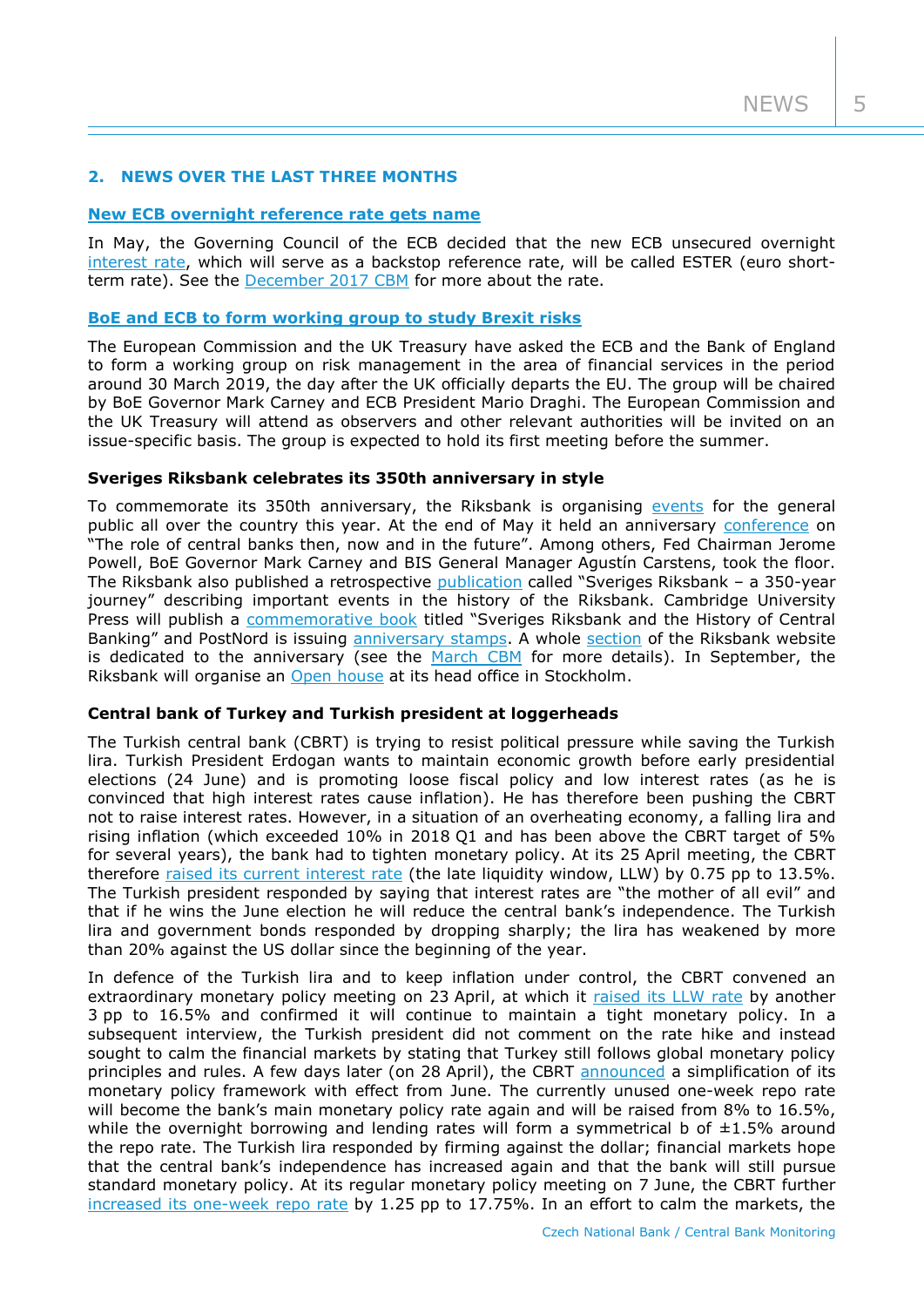## 2. NEWS OVER THE LAST THREE MONTHS

### New ECB overnight reference rate gets name

In May, the Governing Council of the ECB decided that the new ECB unsecured overnight interest rate, which will serve as a backstop reference rate, will be called ESTER (euro short-term rate). See the December 2017 CBM for more about the rate.

### BoE and ECB to form working group to study Brexit risks

The European Commission and the UK Treasury have asked the ECB and the Bank of England to form a working group on risk management in the area of financial services in the period around 30 March 2019, the day after the UK officially departs the EU. The group will be chaired by BoE Governor Mark Carney and ECB President Mario Draghi. The European Commission and the UK Treasury will attend as observers and other relevant authorities will be invited on an issue-specific basis. The group is expected to hold its first meeting before the summer.

### Sveriges Riksbank celebrates its 350th anniversary in style

To commemorate its 350th anniversary, the Riksbank is organising events for the general public all over the country this year. At the end of May it held an anniversary conference on "The role of central banks then, now and in the future". Among others, Fed Chairman Jerome Powell, BoE Governor Mark Carney and BIS General Manager Agustín Carstens, took the floor. The Riksbank also published a retrospective publication called "Sveriges Riksbank – a 350-year journey" describing important events in the history of the Riksbank. Cambridge University Press will publish a commemorative book titled "Sveriges Riksbank and the History of Central Banking" and PostNord is issuing anniversary stamps. A whole section of the Riksbank website is dedicated to the anniversary (see the March CBM for more details). In September, the Riksbank will organise an Open house at its head office in Stockholm.

### Central bank of Turkey and Turkish president at loggerheads

The Turkish central bank (CBRT) is trying to resist political pressure while saving the Turkish lira. Turkish President Erdogan wants to maintain economic growth before early presidential elections (24 June) and is promoting loose fiscal policy and low interest rates (as he is convinced that high interest rates cause inflation). He has therefore been pushing the CBRT not to raise interest rates. However, in a situation of an overheating economy, a falling lira and rising inflation (which exceeded 10% in 2018 Q1 and has been above the CBRT target of 5% for several years), the bank had to tighten monetary policy. At its 25 April meeting, the CBRT therefore raised its current interest rate (the late liquidity window, LLW) by 0.75 pp to 13.5%. The Turkish president responded by saying that interest rates are "the mother of all evil" and that if he wins the June election he will reduce the central bank's independence. The Turkish lira and government bonds responded by dropping sharply; the lira has weakened by more than 20% against the US dollar since the beginning of the year.

In defence of the Turkish lira and to keep inflation under control, the CBRT convened an extraordinary monetary policy meeting on 23 April, at which it raised its LLW rate by another 3 pp to 16.5% and confirmed it will continue to maintain a tight monetary policy. In a subsequent interview, the Turkish president did not comment on the rate hike and instead sought to calm the financial markets by stating that Turkey still follows global monetary policy principles and rules. A few days later (on 28 April), the CBRT announced a simplification of its monetary policy framework with effect from June. The currently unused one-week repo rate will become the bank's main monetary policy rate again and will be raised from 8% to 16.5%, while the overnight borrowing and lending rates will form a symmetrical b of ±1.5% around the repo rate. The Turkish lira responded by firming against the dollar; financial markets hope that the central bank's independence has increased again and that the bank will still pursue standard monetary policy. At its regular monetary policy meeting on 7 June, the CBRT further increased its one-week repo rate by 1.25 pp to 17.75%. In an effort to calm the markets, the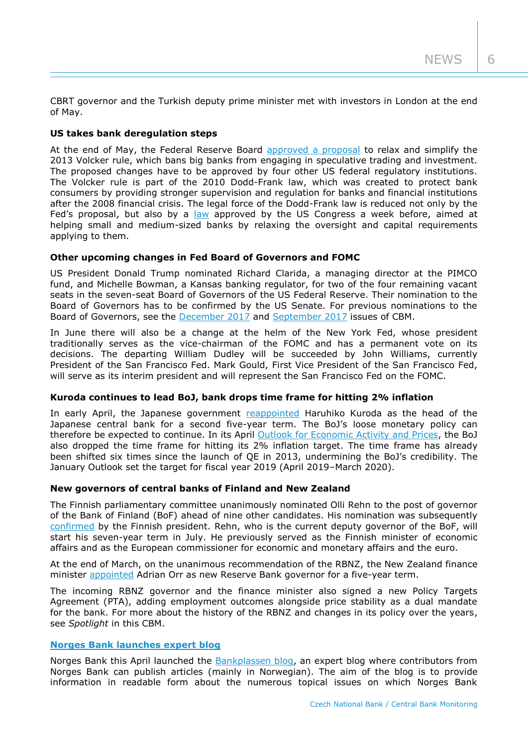CBRT governor and the Turkish deputy prime minister met with investors in London at the end of May.

**US takes bank deregulation steps**

At the end of May, the Federal Reserve Board approved a proposal to relax and simplify the 2013 Volcker rule, which bans big banks from engaging in speculative trading and investment. The proposed changes have to be approved by four other US federal regulatory institutions. The Volcker rule is part of the 2010 Dodd-Frank law, which was created to protect bank consumers by providing stronger supervision and regulation for banks and financial institutions after the 2008 financial crisis. The legal force of the Dodd-Frank law is reduced not only by the Fed's proposal, but also by a law approved by the US Congress a week before, aimed at helping small and medium-sized banks by relaxing the oversight and capital requirements applying to them.

**Other upcoming changes in Fed Board of Governors and FOMC**

US President Donald Trump nominated Richard Clarida, a managing director at the PIMCO fund, and Michelle Bowman, a Kansas banking regulator, for two of the four remaining vacant seats in the seven-seat Board of Governors of the US Federal Reserve. Their nomination to the Board of Governors has to be confirmed by the US Senate. For previous nominations to the Board of Governors, see the December 2017 and September 2017 issues of CBM.

In June there will also be a change at the helm of the New York Fed, whose president traditionally serves as the vice-chairman of the FOMC and has a permanent vote on its decisions. The departing William Dudley will be succeeded by John Williams, currently President of the San Francisco Fed. Mark Gould, First Vice President of the San Francisco Fed, will serve as its interim president and will represent the San Francisco Fed on the FOMC.

**Kuroda continues to lead BoJ, bank drops time frame for hitting 2% inflation**

In early April, the Japanese government reappointed Haruhiko Kuroda as the head of the Japanese central bank for a second five-year term. The BoJ's loose monetary policy can therefore be expected to continue. In its April Outlook for Economic Activity and Prices, the BoJ also dropped the time frame for hitting its 2% inflation target. The time frame has already been shifted six times since the launch of QE in 2013, undermining the BoJ's credibility. The January Outlook set the target for fiscal year 2019 (April 2019–March 2020).

**New governors of central banks of Finland and New Zealand**

The Finnish parliamentary committee unanimously nominated Olli Rehn to the post of governor of the Bank of Finland (BoF) ahead of nine other candidates. His nomination was subsequently confirmed by the Finnish president. Rehn, who is the current deputy governor of the BoF, will start his seven-year term in July. He previously served as the Finnish minister of economic affairs and as the European commissioner for economic and monetary affairs and the euro.

At the end of March, on the unanimous recommendation of the RBNZ, the New Zealand finance minister appointed Adrian Orr as new Reserve Bank governor for a five-year term.

The incoming RBNZ governor and the finance minister also signed a new Policy Targets Agreement (PTA), adding employment outcomes alongside price stability as a dual mandate for the bank. For more about the history of the RBNZ and changes in its policy over the years, see *Spotlight* in this CBM.

**Norges Bank launches expert blog**

Norges Bank this April launched the Bankplassen blog, an expert blog where contributors from Norges Bank can publish articles (mainly in Norwegian). The aim of the blog is to provide information in readable form about the numerous topical issues on which Norges Bank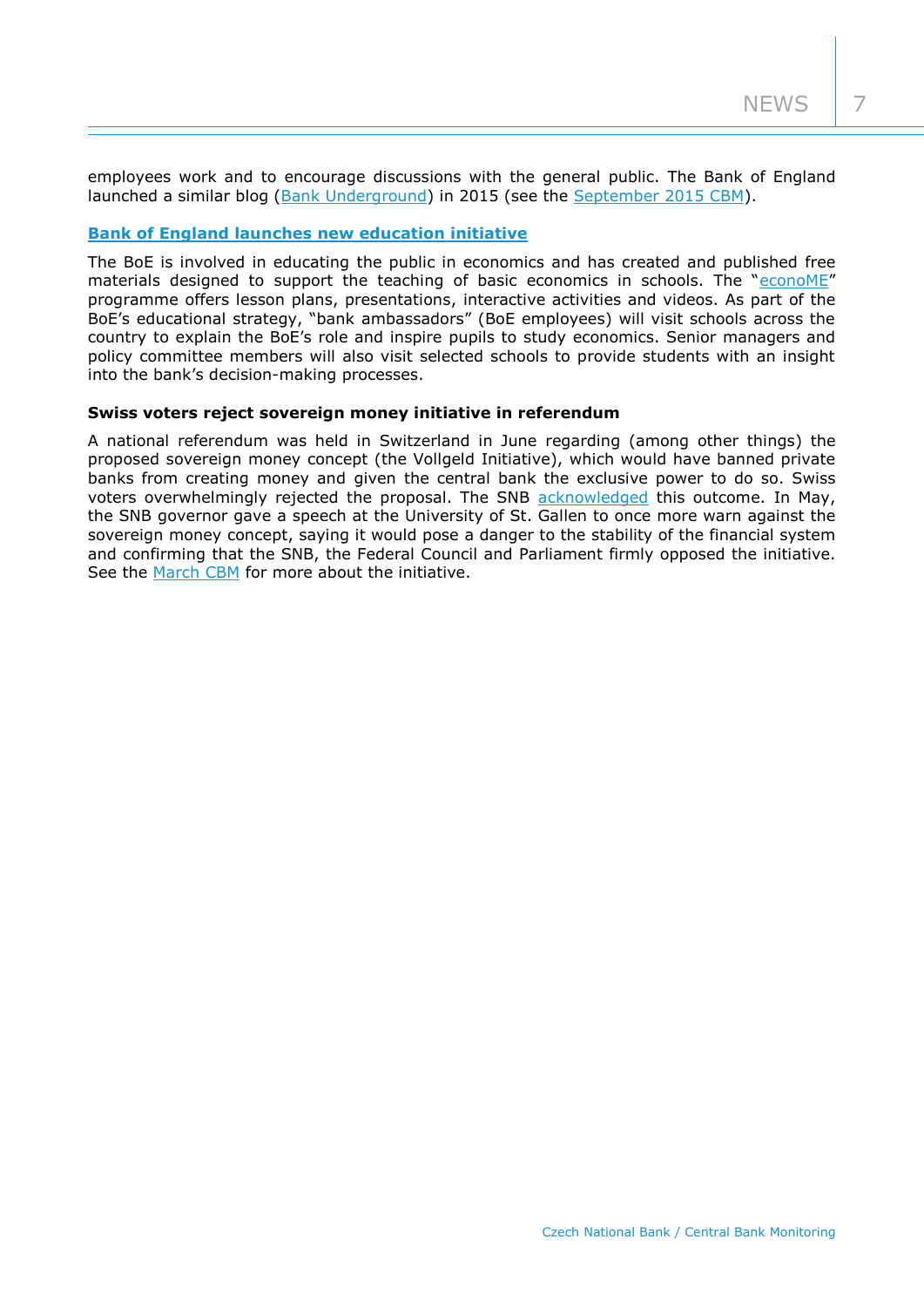employees work and to encourage discussions with the general public. The Bank of England launched a similar blog (Bank Underground) in 2015 (see the September 2015 CBM).

**Bank of England launches new education initiative**

The BoE is involved in educating the public in economics and has created and published free materials designed to support the teaching of basic economics in schools. The "econoME" programme offers lesson plans, presentations, interactive activities and videos. As part of the BoE's educational strategy, "bank ambassadors" (BoE employees) will visit schools across the country to explain the BoE's role and inspire pupils to study economics. Senior managers and policy committee members will also visit selected schools to provide students with an insight into the bank's decision-making processes.

**Swiss voters reject sovereign money initiative in referendum**

A national referendum was held in Switzerland in June regarding (among other things) the proposed sovereign money concept (the Vollgeld Initiative), which would have banned private banks from creating money and given the central bank the exclusive power to do so. Swiss voters overwhelmingly rejected the proposal. The SNB acknowledged this outcome. In May, the SNB governor gave a speech at the University of St. Gallen to once more warn against the sovereign money concept, saying it would pose a danger to the stability of the financial system and confirming that the SNB, the Federal Council and Parliament firmly opposed the initiative. See the March CBM for more about the initiative.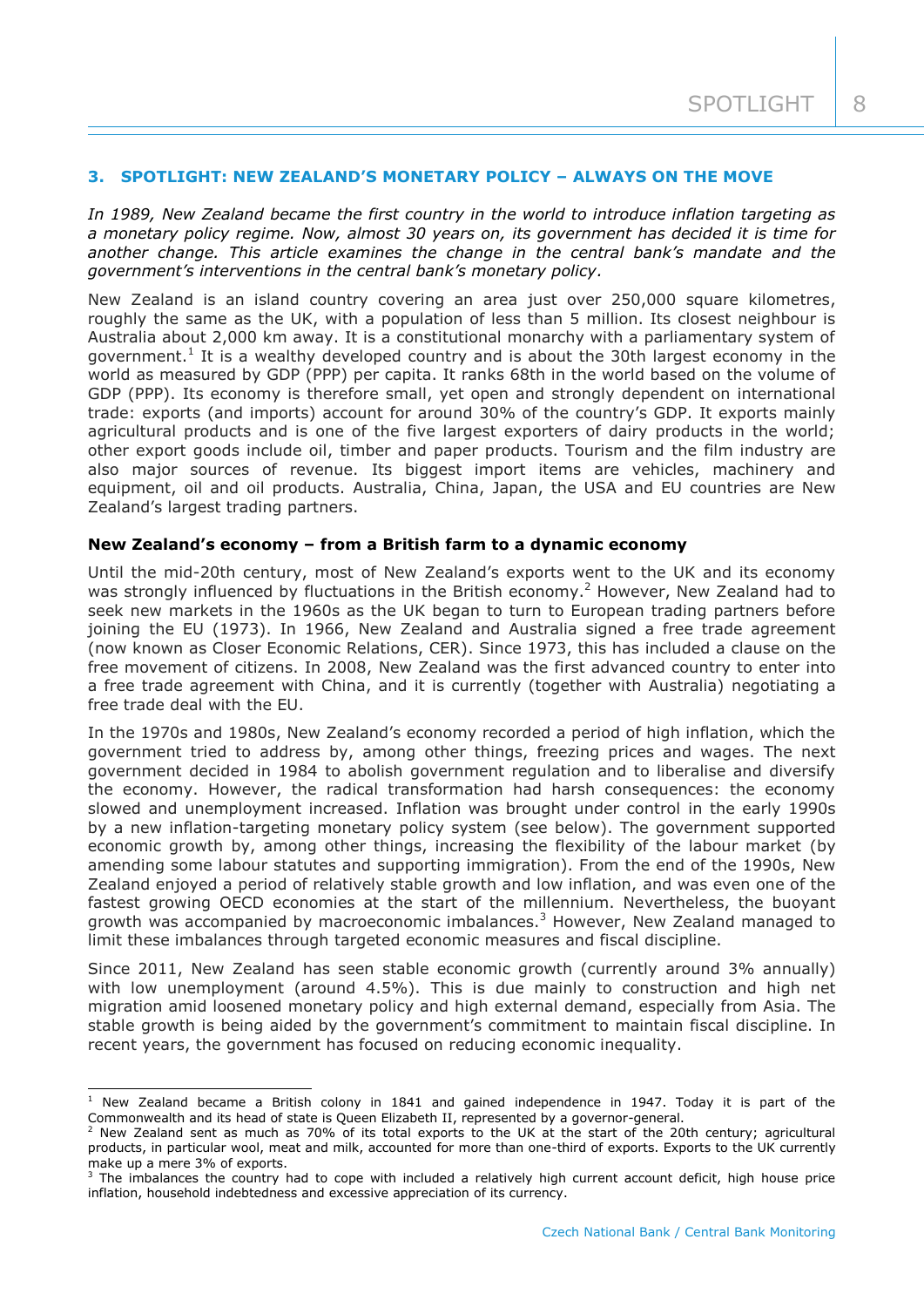## 3. SPOTLIGHT: NEW ZEALAND'S MONETARY POLICY – ALWAYS ON THE MOVE

*In 1989, New Zealand became the first country in the world to introduce inflation targeting as a monetary policy regime. Now, almost 30 years on, its government has decided it is time for another change. This article examines the change in the central bank's mandate and the government's interventions in the central bank's monetary policy.*

New Zealand is an island country covering an area just over 250,000 square kilometres, roughly the same as the UK, with a population of less than 5 million. Its closest neighbour is Australia about 2,000 km away. It is a constitutional monarchy with a parliamentary system of government.[1] It is a wealthy developed country and is about the 30th largest economy in the world as measured by GDP (PPP) per capita. It ranks 68th in the world based on the volume of GDP (PPP). Its economy is therefore small, yet open and strongly dependent on international trade: exports (and imports) account for around 30% of the country's GDP. It exports mainly agricultural products and is one of the five largest exporters of dairy products in the world; other export goods include oil, timber and paper products. Tourism and the film industry are also major sources of revenue. Its biggest import items are vehicles, machinery and equipment, oil and oil products. Australia, China, Japan, the USA and EU countries are New Zealand's largest trading partners.

**New Zealand's economy – from a British farm to a dynamic economy**

Until the mid-20th century, most of New Zealand's exports went to the UK and its economy was strongly influenced by fluctuations in the British economy.[2] However, New Zealand had to seek new markets in the 1960s as the UK began to turn to European trading partners before joining the EU (1973). In 1966, New Zealand and Australia signed a free trade agreement (now known as Closer Economic Relations, CER). Since 1973, this has included a clause on the free movement of citizens. In 2008, New Zealand was the first advanced country to enter into a free trade agreement with China, and it is currently (together with Australia) negotiating a free trade deal with the EU.

In the 1970s and 1980s, New Zealand's economy recorded a period of high inflation, which the government tried to address by, among other things, freezing prices and wages. The next government decided in 1984 to abolish government regulation and to liberalise and diversify the economy. However, the radical transformation had harsh consequences: the economy slowed and unemployment increased. Inflation was brought under control in the early 1990s by a new inflation-targeting monetary policy system (see below). The government supported economic growth by, among other things, increasing the flexibility of the labour market (by amending some labour statutes and supporting immigration). From the end of the 1990s, New Zealand enjoyed a period of relatively stable growth and low inflation, and was even one of the fastest growing OECD economies at the start of the millennium. Nevertheless, the buoyant growth was accompanied by macroeconomic imbalances.[3] However, New Zealand managed to limit these imbalances through targeted economic measures and fiscal discipline.

Since 2011, New Zealand has seen stable economic growth (currently around 3% annually) with low unemployment (around 4.5%). This is due mainly to construction and high net migration amid loosened monetary policy and high external demand, especially from Asia. The stable growth is being aided by the government's commitment to maintain fiscal discipline. In recent years, the government has focused on reducing economic inequality.

---

[1] New Zealand became a British colony in 1841 and gained independence in 1947. Today it is part of the Commonwealth and its head of state is Queen Elizabeth II, represented by a governor-general.

[2] New Zealand sent as much as 70% of its total exports to the UK at the start of the 20th century; agricultural products, in particular wool, meat and milk, accounted for more than one-third of exports. Exports to the UK currently make up a mere 3% of exports.

[3] The imbalances the country had to cope with included a relatively high current account deficit, high house price inflation, household indebtedness and excessive appreciation of its currency.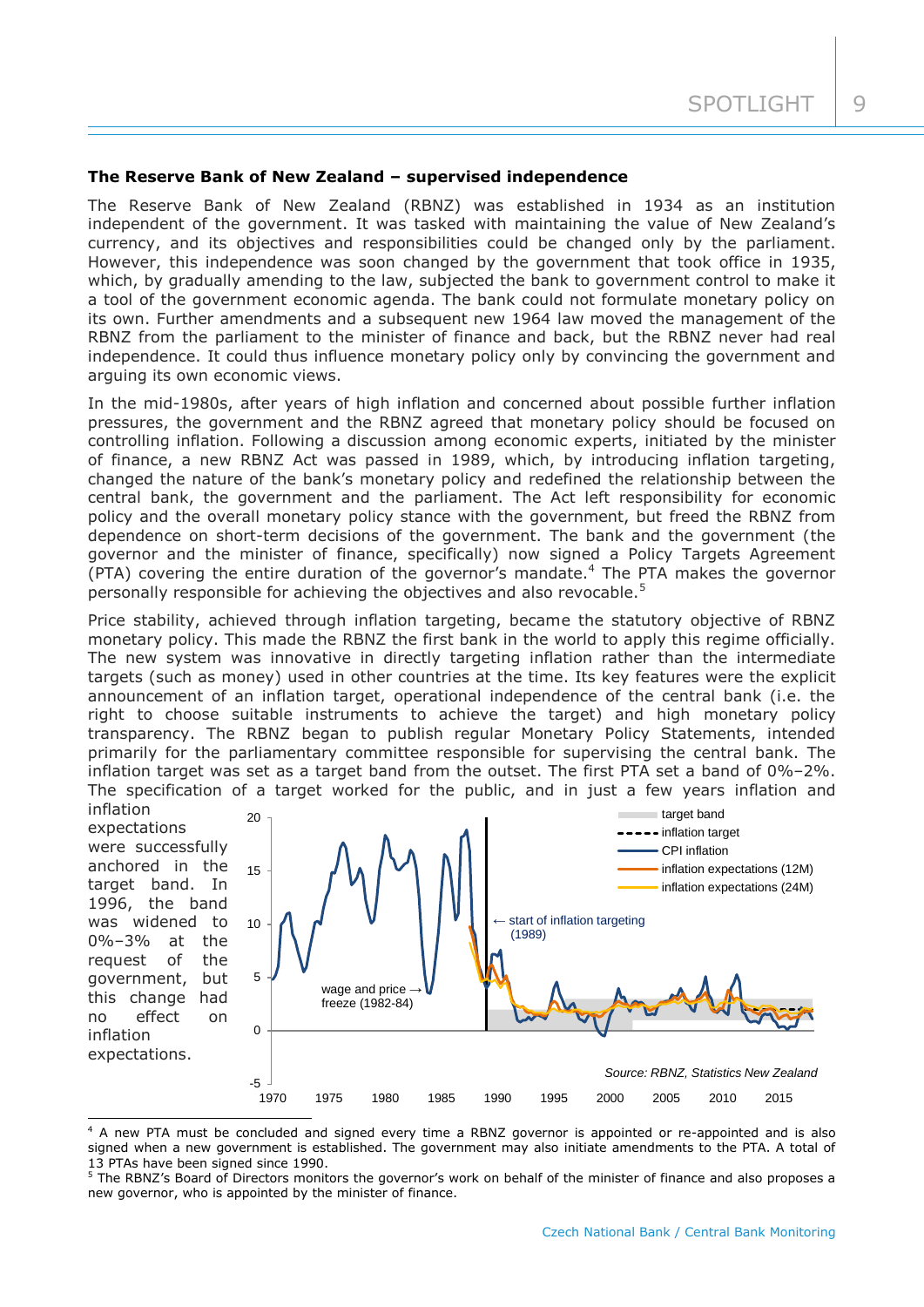**The Reserve Bank of New Zealand – supervised independence**

The Reserve Bank of New Zealand (RBNZ) was established in 1934 as an institution independent of the government. It was tasked with maintaining the value of New Zealand's currency, and its objectives and responsibilities could be changed only by the parliament. However, this independence was soon changed by the government that took office in 1935, which, by gradually amending to the law, subjected the bank to government control to make it a tool of the government economic agenda. The bank could not formulate monetary policy on its own. Further amendments and a subsequent new 1964 law moved the management of the RBNZ from the parliament to the minister of finance and back, but the RBNZ never had real independence. It could thus influence monetary policy only by convincing the government and arguing its own economic views.

In the mid-1980s, after years of high inflation and concerned about possible further inflation pressures, the government and the RBNZ agreed that monetary policy should be focused on controlling inflation. Following a discussion among economic experts, initiated by the minister of finance, a new RBNZ Act was passed in 1989, which, by introducing inflation targeting, changed the nature of the bank's monetary policy and redefined the relationship between the central bank, the government and the parliament. The Act left responsibility for economic policy and the overall monetary policy stance with the government, but freed the RBNZ from dependence on short-term decisions of the government. The bank and the government (the governor and the minister of finance, specifically) now signed a Policy Targets Agreement (PTA) covering the entire duration of the governor's mandate.[4] The PTA makes the governor personally responsible for achieving the objectives and also revocable.[5]

Price stability, achieved through inflation targeting, became the statutory objective of RBNZ monetary policy. This made the RBNZ the first bank in the world to apply this regime officially. The new system was innovative in directly targeting inflation rather than the intermediate targets (such as money) used in other countries at the time. Its key features were the explicit announcement of an inflation target, operational independence of the central bank (i.e. the right to choose suitable instruments to achieve the target) and high monetary policy transparency. The RBNZ began to publish regular Monetary Policy Statements, intended primarily for the parliamentary committee responsible for supervising the central bank. The inflation target was set as a target band from the outset. The first PTA set a band of 0%–2%. The specification of a target worked for the public, and in just a few years inflation and inflation expectations were successfully anchored in the target band. In 1996, the band was widened to 0%–3% at the request of the government, but this change had no effect on inflation expectations.

Source: RBNZ, Statistics New Zealand

---

[4] A new PTA must be concluded and signed every time a RBNZ governor is appointed or re-appointed and is also signed when a new government is established. The government may also initiate amendments to the PTA. A total of 13 PTAs have been signed since 1990.

[5] The RBNZ's Board of Directors monitors the governor's work on behalf of the minister of finance and also proposes a new governor, who is appointed by the minister of finance.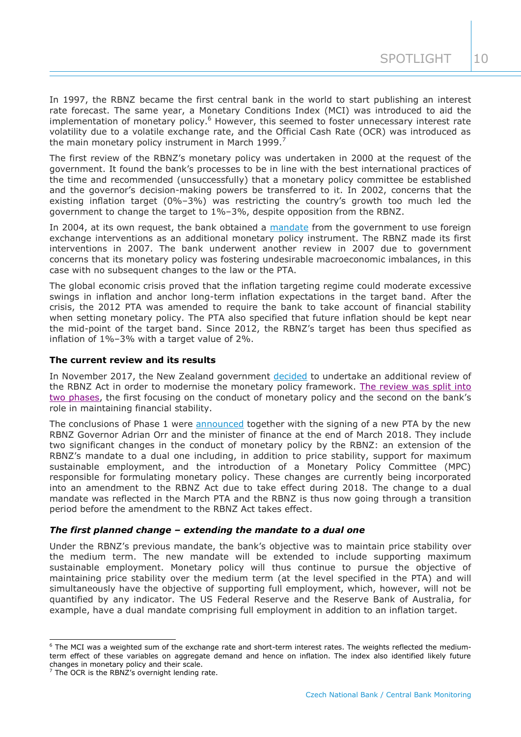In 1997, the RBNZ became the first central bank in the world to start publishing an interest rate forecast. The same year, a Monetary Conditions Index (MCI) was introduced to aid the implementation of monetary policy.[6] However, this seemed to foster unnecessary interest rate volatility due to a volatile exchange rate, and the Official Cash Rate (OCR) was introduced as the main monetary policy instrument in March 1999.[7]

The first review of the RBNZ's monetary policy was undertaken in 2000 at the request of the government. It found the bank's processes to be in line with the best international practices of the time and recommended (unsuccessfully) that a monetary policy committee be established and the governor's decision-making powers be transferred to it. In 2002, concerns that the existing inflation target (0%–3%) was restricting the country's growth too much led the government to change the target to 1%–3%, despite opposition from the RBNZ.

In 2004, at its own request, the bank obtained a mandate from the government to use foreign exchange interventions as an additional monetary policy instrument. The RBNZ made its first interventions in 2007. The bank underwent another review in 2007 due to government concerns that its monetary policy was fostering undesirable macroeconomic imbalances, in this case with no subsequent changes to the law or the PTA.

The global economic crisis proved that the inflation targeting regime could moderate excessive swings in inflation and anchor long-term inflation expectations in the target band. After the crisis, the 2012 PTA was amended to require the bank to take account of financial stability when setting monetary policy. The PTA also specified that future inflation should be kept near the mid-point of the target band. Since 2012, the RBNZ's target has been thus specified as inflation of 1%–3% with a target value of 2%.

**The current review and its results**

In November 2017, the New Zealand government decided to undertake an additional review of the RBNZ Act in order to modernise the monetary policy framework. The review was split into two phases, the first focusing on the conduct of monetary policy and the second on the bank's role in maintaining financial stability.

The conclusions of Phase 1 were announced together with the signing of a new PTA by the new RBNZ Governor Adrian Orr and the minister of finance at the end of March 2018. They include two significant changes in the conduct of monetary policy by the RBNZ: an extension of the RBNZ's mandate to a dual one including, in addition to price stability, support for maximum sustainable employment, and the introduction of a Monetary Policy Committee (MPC) responsible for formulating monetary policy. These changes are currently being incorporated into an amendment to the RBNZ Act due to take effect during 2018. The change to a dual mandate was reflected in the March PTA and the RBNZ is thus now going through a transition period before the amendment to the RBNZ Act takes effect.

***The first planned change – extending the mandate to a dual one***

Under the RBNZ's previous mandate, the bank's objective was to maintain price stability over the medium term. The new mandate will be extended to include supporting maximum sustainable employment. Monetary policy will thus continue to pursue the objective of maintaining price stability over the medium term (at the level specified in the PTA) and will simultaneously have the objective of supporting full employment, which, however, will not be quantified by any indicator. The US Federal Reserve and the Reserve Bank of Australia, for example, have a dual mandate comprising full employment in addition to an inflation target.

---

[6] The MCI was a weighted sum of the exchange rate and short-term interest rates. The weights reflected the medium-term effect of these variables on aggregate demand and hence on inflation. The index also identified likely future changes in monetary policy and their scale.

[7] The OCR is the RBNZ's overnight lending rate.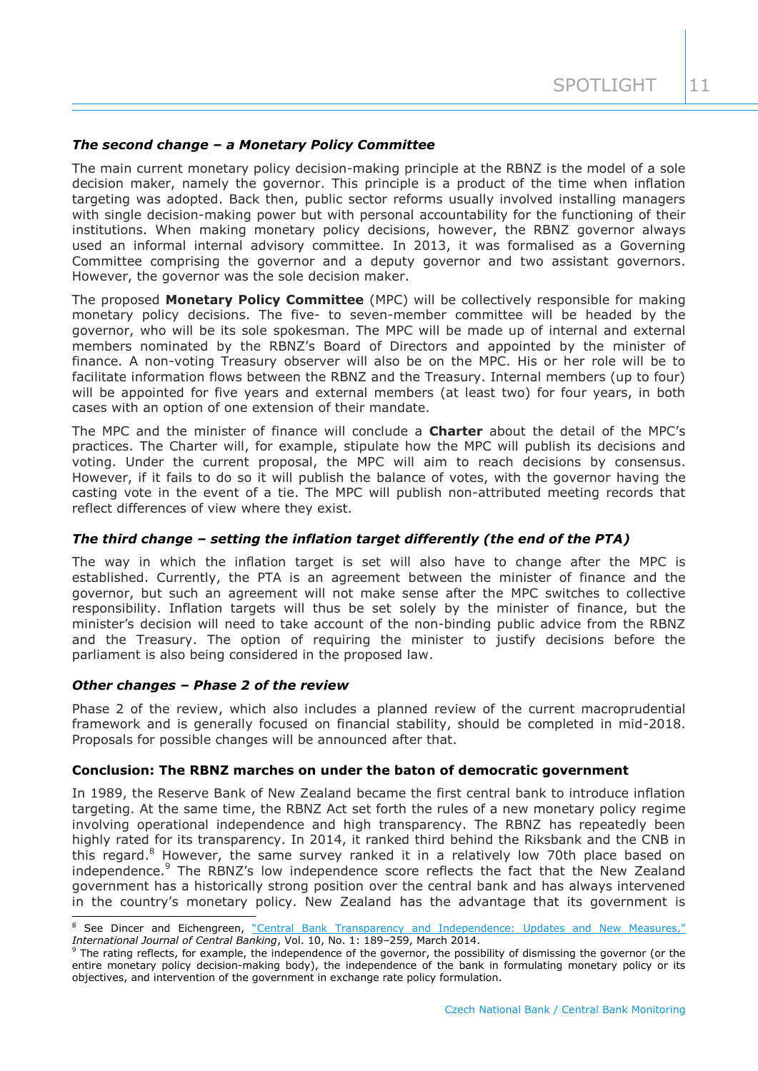### *The second change – a Monetary Policy Committee*

The main current monetary policy decision-making principle at the RBNZ is the model of a sole decision maker, namely the governor. This principle is a product of the time when inflation targeting was adopted. Back then, public sector reforms usually involved installing managers with single decision-making power but with personal accountability for the functioning of their institutions. When making monetary policy decisions, however, the RBNZ governor always used an informal internal advisory committee. In 2013, it was formalised as a Governing Committee comprising the governor and a deputy governor and two assistant governors. However, the governor was the sole decision maker.

The proposed **Monetary Policy Committee** (MPC) will be collectively responsible for making monetary policy decisions. The five- to seven-member committee will be headed by the governor, who will be its sole spokesman. The MPC will be made up of internal and external members nominated by the RBNZ's Board of Directors and appointed by the minister of finance. A non-voting Treasury observer will also be on the MPC. His or her role will be to facilitate information flows between the RBNZ and the Treasury. Internal members (up to four) will be appointed for five years and external members (at least two) for four years, in both cases with an option of one extension of their mandate.

The MPC and the minister of finance will conclude a **Charter** about the detail of the MPC's practices. The Charter will, for example, stipulate how the MPC will publish its decisions and voting. Under the current proposal, the MPC will aim to reach decisions by consensus. However, if it fails to do so it will publish the balance of votes, with the governor having the casting vote in the event of a tie. The MPC will publish non-attributed meeting records that reflect differences of view where they exist.

### *The third change – setting the inflation target differently (the end of the PTA)*

The way in which the inflation target is set will also have to change after the MPC is established. Currently, the PTA is an agreement between the minister of finance and the governor, but such an agreement will not make sense after the MPC switches to collective responsibility. Inflation targets will thus be set solely by the minister of finance, but the minister's decision will need to take account of the non-binding public advice from the RBNZ and the Treasury. The option of requiring the minister to justify decisions before the parliament is also being considered in the proposed law.

### *Other changes – Phase 2 of the review*

Phase 2 of the review, which also includes a planned review of the current macroprudential framework and is generally focused on financial stability, should be completed in mid-2018. Proposals for possible changes will be announced after that.

### Conclusion: The RBNZ marches on under the baton of democratic government

In 1989, the Reserve Bank of New Zealand became the first central bank to introduce inflation targeting. At the same time, the RBNZ Act set forth the rules of a new monetary policy regime involving operational independence and high transparency. The RBNZ has repeatedly been highly rated for its transparency. In 2014, it ranked third behind the Riksbank and the CNB in this regard.[8] However, the same survey ranked it in a relatively low 70th place based on independence.[9] The RBNZ's low independence score reflects the fact that the New Zealand government has a historically strong position over the central bank and has always intervened in the country's monetary policy. New Zealand has the advantage that its government is

---

[8] See Dincer and Eichengreen, "Central Bank Transparency and Independence: Updates and New Measures," *International Journal of Central Banking*, Vol. 10, No. 1: 189–259, March 2014.

[9] The rating reflects, for example, the independence of the governor, the possibility of dismissing the governor (or the entire monetary policy decision-making body), the independence of the bank in formulating monetary policy or its objectives, and intervention of the government in exchange rate policy formulation.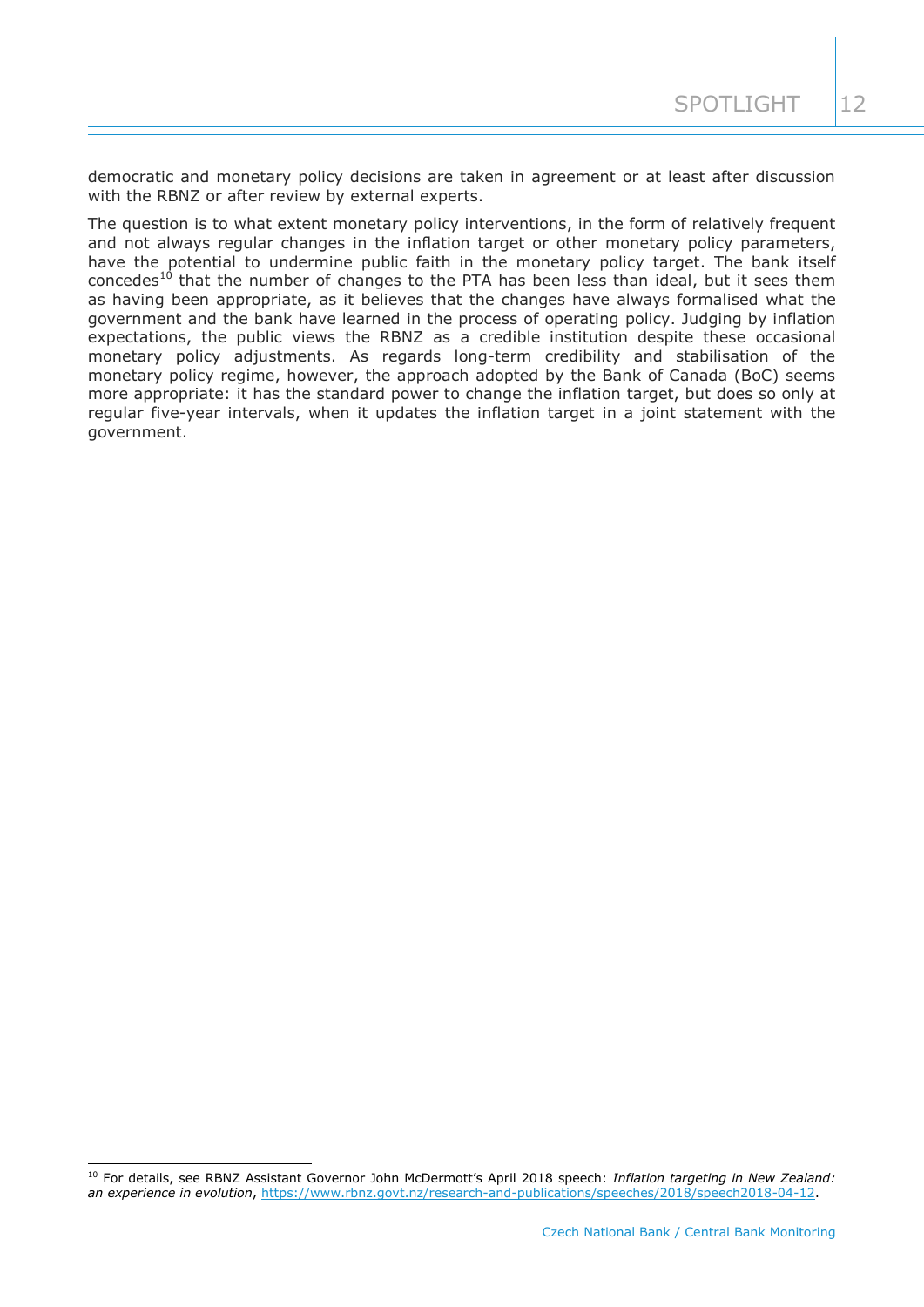democratic and monetary policy decisions are taken in agreement or at least after discussion with the RBNZ or after review by external experts.

The question is to what extent monetary policy interventions, in the form of relatively frequent and not always regular changes in the inflation target or other monetary policy parameters, have the potential to undermine public faith in the monetary policy target. The bank itself concedes[10] that the number of changes to the PTA has been less than ideal, but it sees them as having been appropriate, as it believes that the changes have always formalised what the government and the bank have learned in the process of operating policy. Judging by inflation expectations, the public views the RBNZ as a credible institution despite these occasional monetary policy adjustments. As regards long-term credibility and stabilisation of the monetary policy regime, however, the approach adopted by the Bank of Canada (BoC) seems more appropriate: it has the standard power to change the inflation target, but does so only at regular five-year intervals, when it updates the inflation target in a joint statement with the government.

---

[10] For details, see RBNZ Assistant Governor John McDermott's April 2018 speech: *Inflation targeting in New Zealand: an experience in evolution*, https://www.rbnz.govt.nz/research-and-publications/speeches/2018/speech2018-04-12.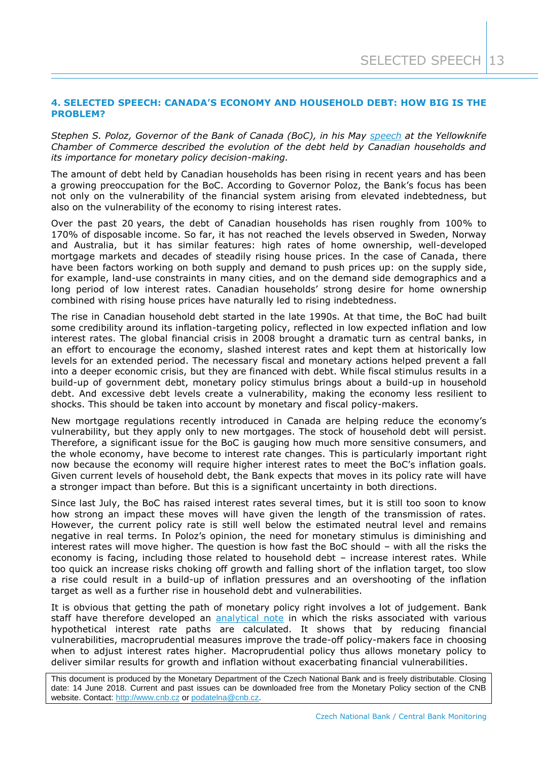## 4. SELECTED SPEECH: CANADA'S ECONOMY AND HOUSEHOLD DEBT: HOW BIG IS THE PROBLEM?

*Stephen S. Poloz, Governor of the Bank of Canada (BoC), in his May speech at the Yellowknife Chamber of Commerce described the evolution of the debt held by Canadian households and its importance for monetary policy decision-making.*

The amount of debt held by Canadian households has been rising in recent years and has been a growing preoccupation for the BoC. According to Governor Poloz, the Bank's focus has been not only on the vulnerability of the financial system arising from elevated indebtedness, but also on the vulnerability of the economy to rising interest rates.

Over the past 20 years, the debt of Canadian households has risen roughly from 100% to 170% of disposable income. So far, it has not reached the levels observed in Sweden, Norway and Australia, but it has similar features: high rates of home ownership, well-developed mortgage markets and decades of steadily rising house prices. In the case of Canada, there have been factors working on both supply and demand to push prices up: on the supply side, for example, land-use constraints in many cities, and on the demand side demographics and a long period of low interest rates. Canadian households' strong desire for home ownership combined with rising house prices have naturally led to rising indebtedness.

The rise in Canadian household debt started in the late 1990s. At that time, the BoC had built some credibility around its inflation-targeting policy, reflected in low expected inflation and low interest rates. The global financial crisis in 2008 brought a dramatic turn as central banks, in an effort to encourage the economy, slashed interest rates and kept them at historically low levels for an extended period. The necessary fiscal and monetary actions helped prevent a fall into a deeper economic crisis, but they are financed with debt. While fiscal stimulus results in a build-up of government debt, monetary policy stimulus brings about a build-up in household debt. And excessive debt levels create a vulnerability, making the economy less resilient to shocks. This should be taken into account by monetary and fiscal policy-makers.

New mortgage regulations recently introduced in Canada are helping reduce the economy's vulnerability, but they apply only to new mortgages. The stock of household debt will persist. Therefore, a significant issue for the BoC is gauging how much more sensitive consumers, and the whole economy, have become to interest rate changes. This is particularly important right now because the economy will require higher interest rates to meet the BoC's inflation goals. Given current levels of household debt, the Bank expects that moves in its policy rate will have a stronger impact than before. But this is a significant uncertainty in both directions.

Since last July, the BoC has raised interest rates several times, but it is still too soon to know how strong an impact these moves will have given the length of the transmission of rates. However, the current policy rate is still well below the estimated neutral level and remains negative in real terms. In Poloz's opinion, the need for monetary stimulus is diminishing and interest rates will move higher. The question is how fast the BoC should – with all the risks the economy is facing, including those related to household debt – increase interest rates. While too quick an increase risks choking off growth and falling short of the inflation target, too slow a rise could result in a build-up of inflation pressures and an overshooting of the inflation target as well as a further rise in household debt and vulnerabilities.

It is obvious that getting the path of monetary policy right involves a lot of judgement. Bank staff have therefore developed an analytical note in which the risks associated with various hypothetical interest rate paths are calculated. It shows that by reducing financial vulnerabilities, macroprudential measures improve the trade-off policy-makers face in choosing when to adjust interest rates higher. Macroprudential policy thus allows monetary policy to deliver similar results for growth and inflation without exacerbating financial vulnerabilities.

This document is produced by the Monetary Department of the Czech National Bank and is freely distributable. Closing date: 14 June 2018. Current and past issues can be downloaded free from the Monetary Policy section of the CNB website. Contact: http://www.cnb.cz or podatelna@cnb.cz.